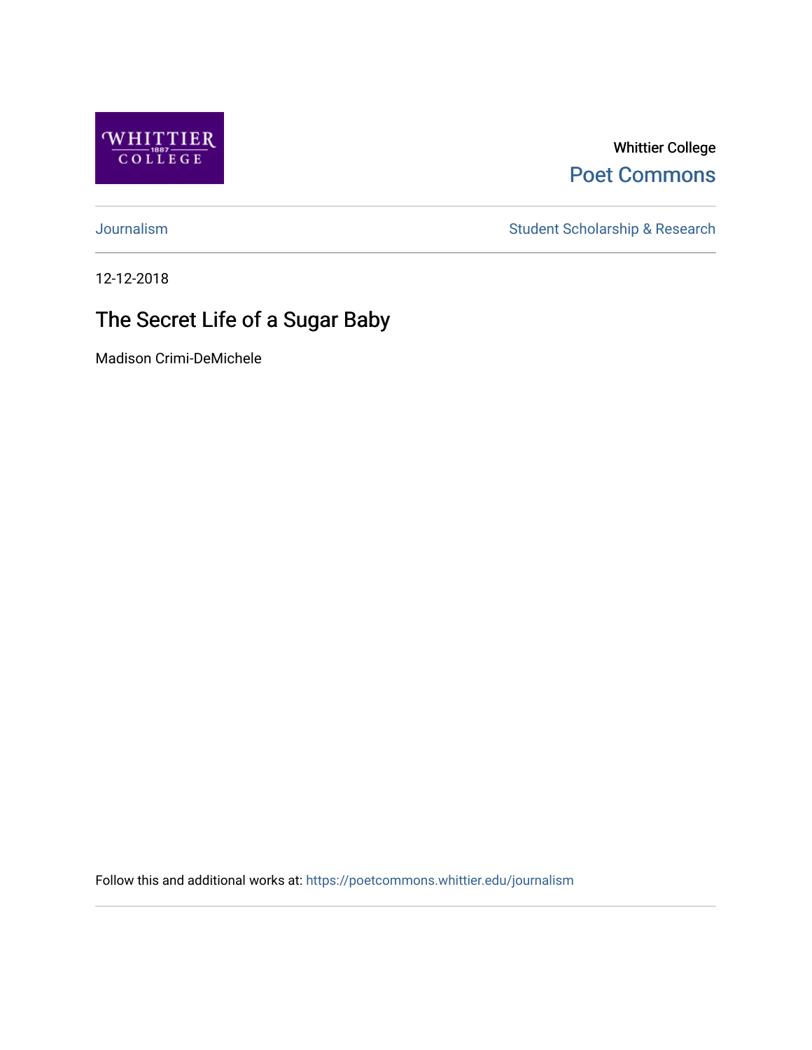Whittier College

Poet Commons

Journalism

Student Scholarship & Research

12-12-2018

# The Secret Life of a Sugar Baby

Madison Crimi-DeMichele

Follow this and additional works at: https://poetcommons.whittier.edu/journalism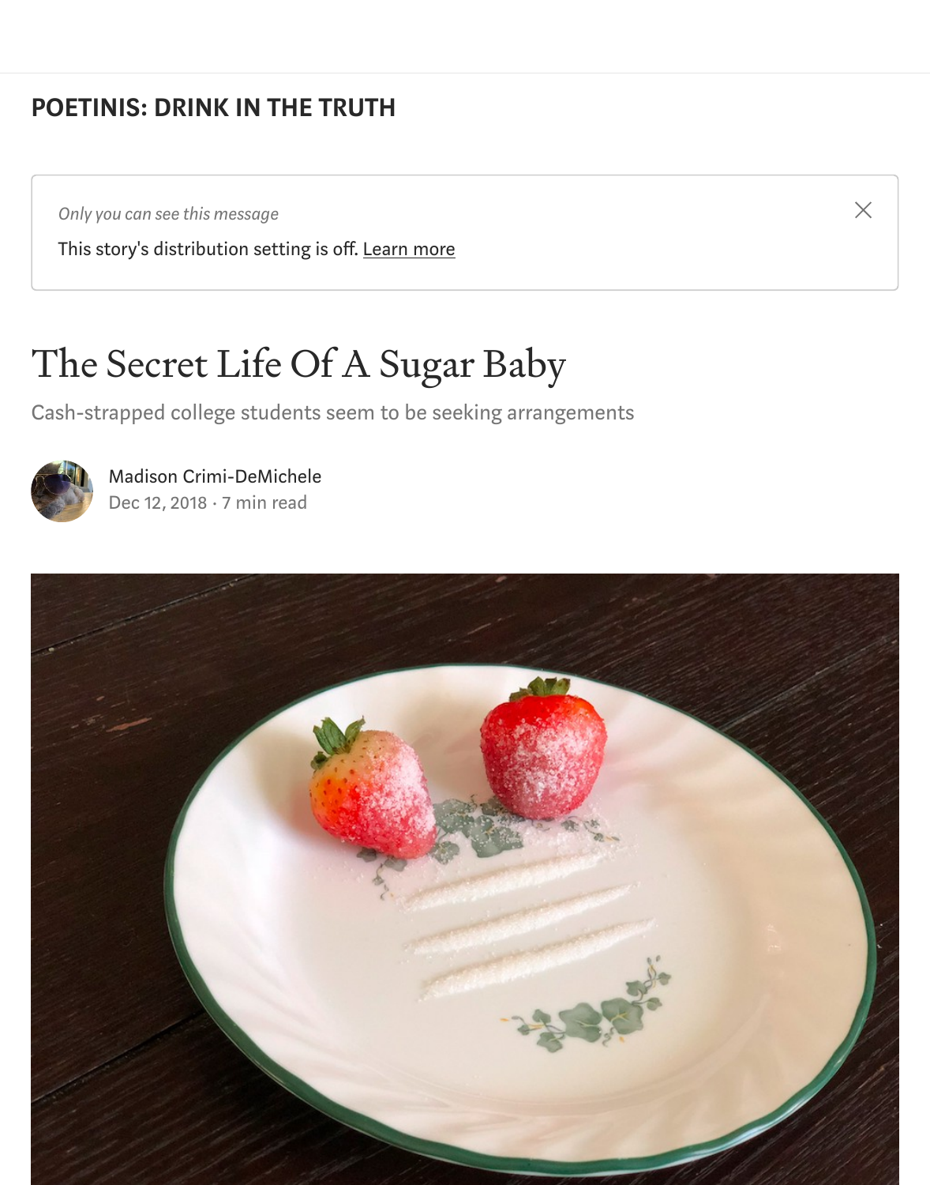POETINIS: DRINK IN THE TRUTH

*Only you can see this message*

This story's distribution setting is off. Learn more

# The Secret Life Of A Sugar Baby

Cash-strapped college students seem to be seeking arrangements

Madison Crimi-DeMichele

Dec 12, 2018 · 7 min read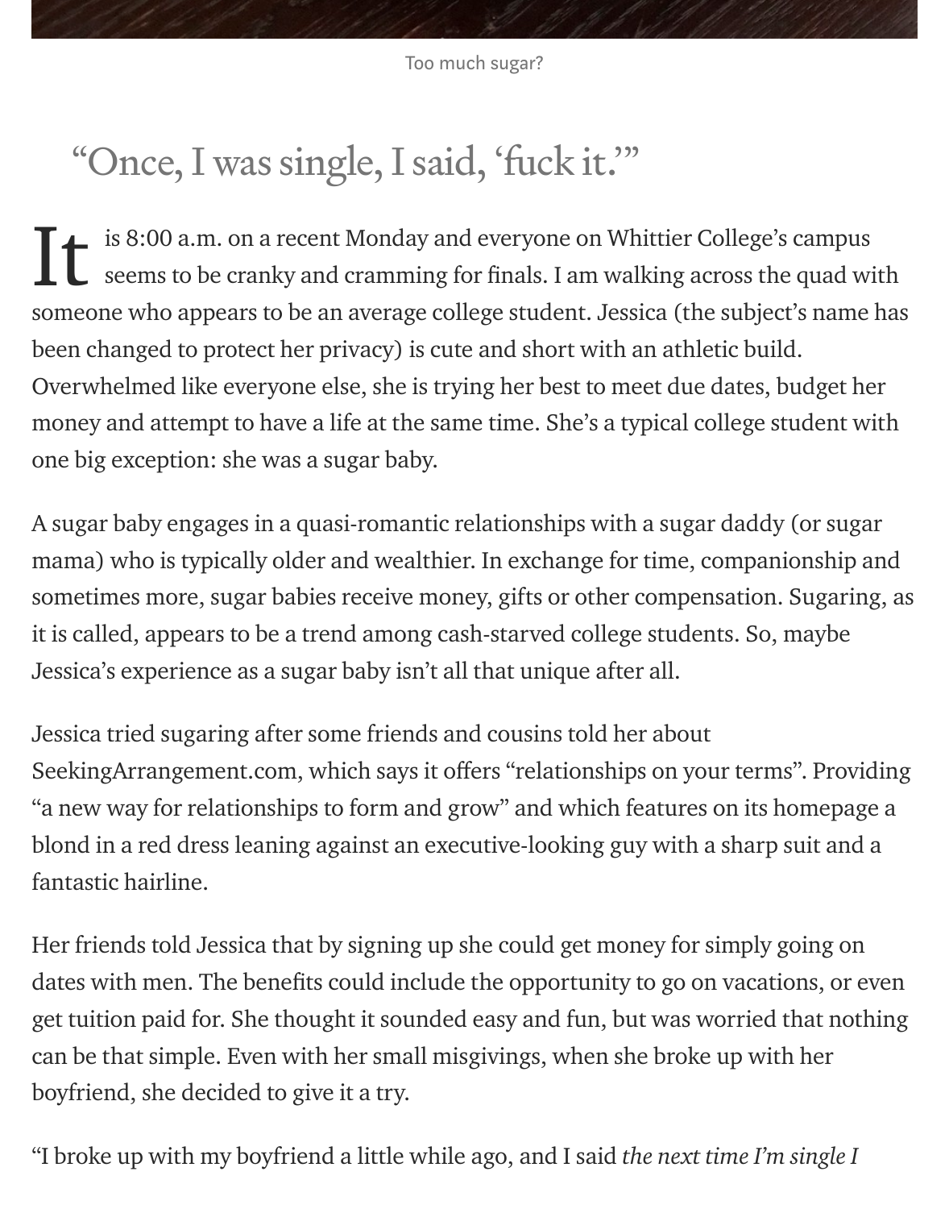Too much sugar?

> "Once, I was single, I said, 'fuck it.'"

It is 8:00 a.m. on a recent Monday and everyone on Whittier College's campus seems to be cranky and cramming for finals. I am walking across the quad with someone who appears to be an average college student. Jessica (the subject's name has been changed to protect her privacy) is cute and short with an athletic build. Overwhelmed like everyone else, she is trying her best to meet due dates, budget her money and attempt to have a life at the same time. She's a typical college student with one big exception: she was a sugar baby.

A sugar baby engages in a quasi-romantic relationships with a sugar daddy (or sugar mama) who is typically older and wealthier. In exchange for time, companionship and sometimes more, sugar babies receive money, gifts or other compensation. Sugaring, as it is called, appears to be a trend among cash-starved college students. So, maybe Jessica's experience as a sugar baby isn't all that unique after all.

Jessica tried sugaring after some friends and cousins told her about SeekingArrangement.com, which says it offers "relationships on your terms". Providing "a new way for relationships to form and grow" and which features on its homepage a blond in a red dress leaning against an executive-looking guy with a sharp suit and a fantastic hairline.

Her friends told Jessica that by signing up she could get money for simply going on dates with men. The benefits could include the opportunity to go on vacations, or even get tuition paid for. She thought it sounded easy and fun, but was worried that nothing can be that simple. Even with her small misgivings, when she broke up with her boyfriend, she decided to give it a try.

"I broke up with my boyfriend a little while ago, and I said *the next time I'm single I*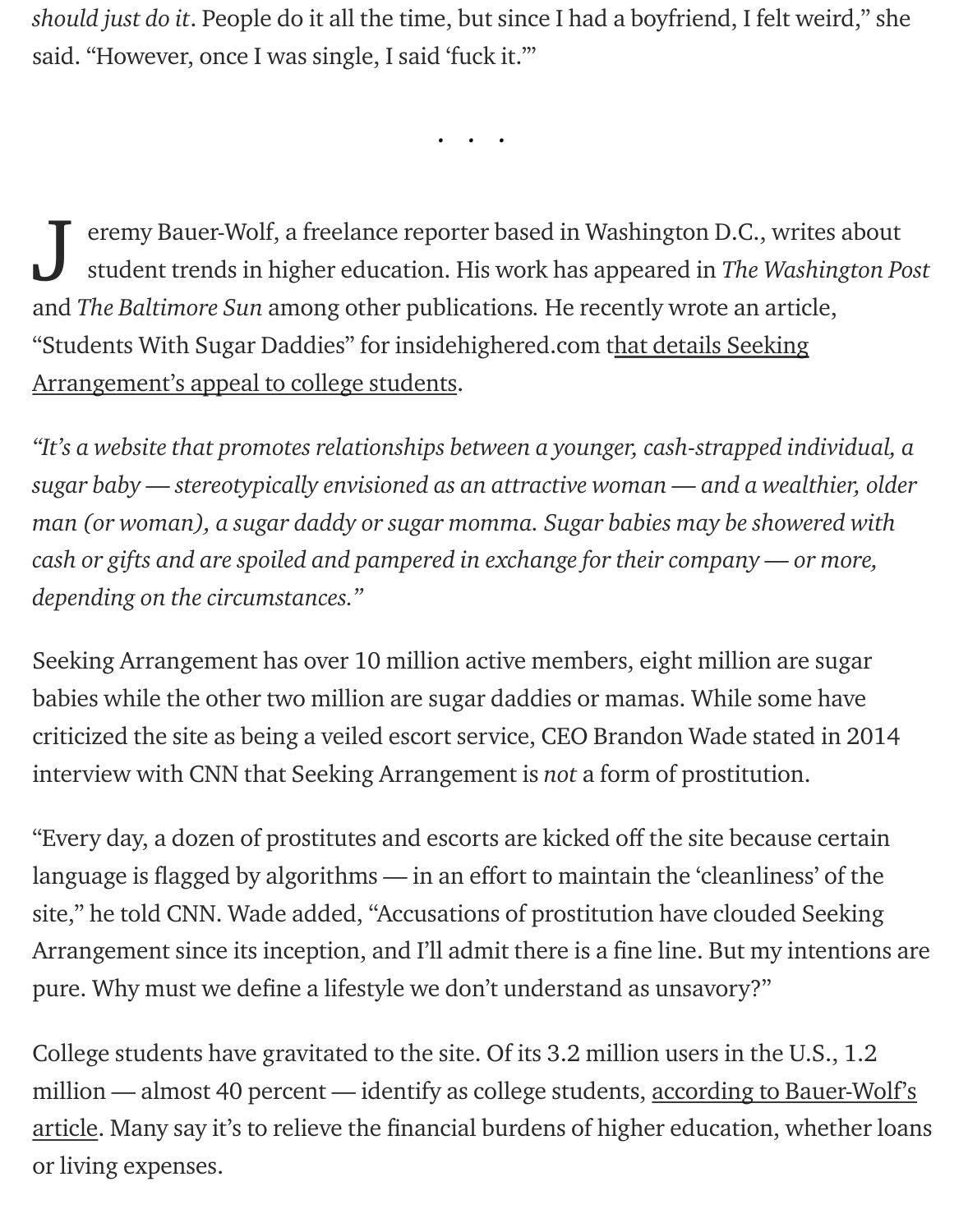*should just do it*. People do it all the time, but since I had a boyfriend, I felt weird," she said. "However, once I was single, I said 'fuck it.'"

. . .

Jeremy Bauer-Wolf, a freelance reporter based in Washington D.C., writes about student trends in higher education. His work has appeared in *The Washington Post* and *The Baltimore Sun* among other publications. He recently wrote an article, "Students With Sugar Daddies" for insidehighered.com that details Seeking Arrangement's appeal to college students.

*"It's a website that promotes relationships between a younger, cash-strapped individual, a sugar baby — stereotypically envisioned as an attractive woman — and a wealthier, older man (or woman), a sugar daddy or sugar momma. Sugar babies may be showered with cash or gifts and are spoiled and pampered in exchange for their company — or more, depending on the circumstances."*

Seeking Arrangement has over 10 million active members, eight million are sugar babies while the other two million are sugar daddies or mamas. While some have criticized the site as being a veiled escort service, CEO Brandon Wade stated in 2014 interview with CNN that Seeking Arrangement is *not* a form of prostitution.

"Every day, a dozen of prostitutes and escorts are kicked off the site because certain language is flagged by algorithms — in an effort to maintain the 'cleanliness' of the site," he told CNN. Wade added, "Accusations of prostitution have clouded Seeking Arrangement since its inception, and I'll admit there is a fine line. But my intentions are pure. Why must we define a lifestyle we don't understand as unsavory?"

College students have gravitated to the site. Of its 3.2 million users in the U.S., 1.2 million — almost 40 percent — identify as college students, according to Bauer-Wolf's article. Many say it's to relieve the financial burdens of higher education, whether loans or living expenses.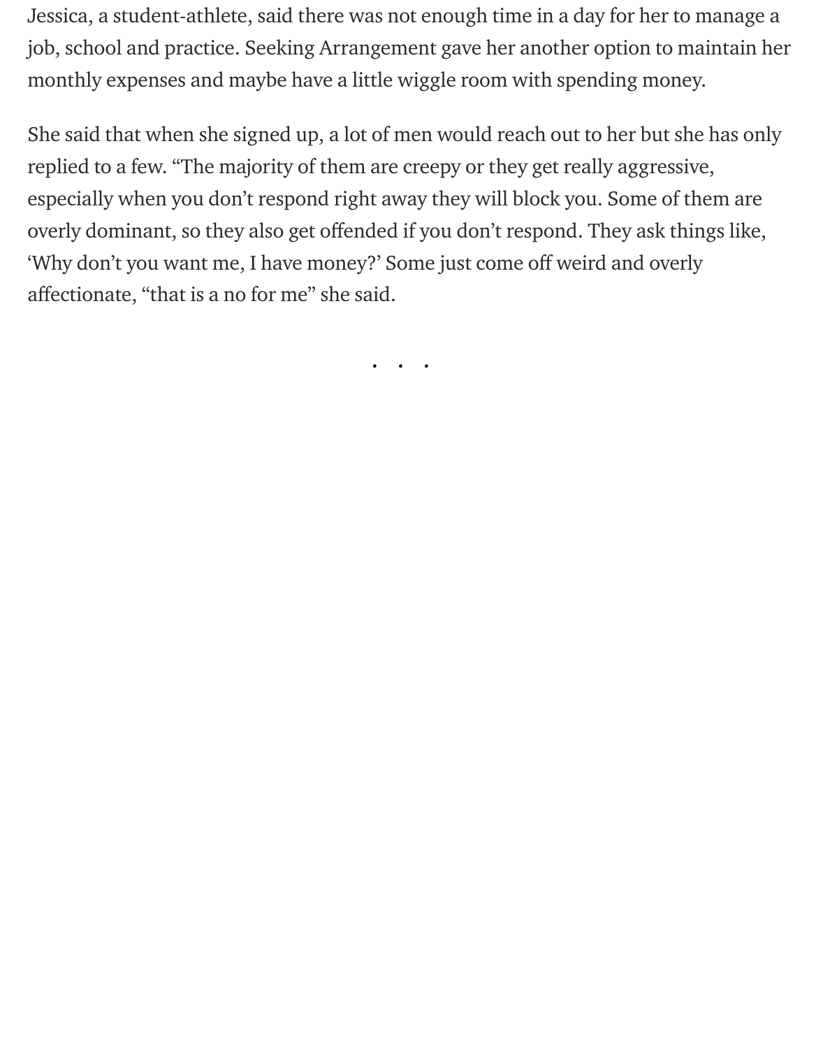Jessica, a student-athlete, said there was not enough time in a day for her to manage a job, school and practice. Seeking Arrangement gave her another option to maintain her monthly expenses and maybe have a little wiggle room with spending money.

She said that when she signed up, a lot of men would reach out to her but she has only replied to a few. "The majority of them are creepy or they get really aggressive, especially when you don't respond right away they will block you. Some of them are overly dominant, so they also get offended if you don't respond. They ask things like, 'Why don't you want me, I have money?' Some just come off weird and overly affectionate, "that is a no for me" she said.

. . .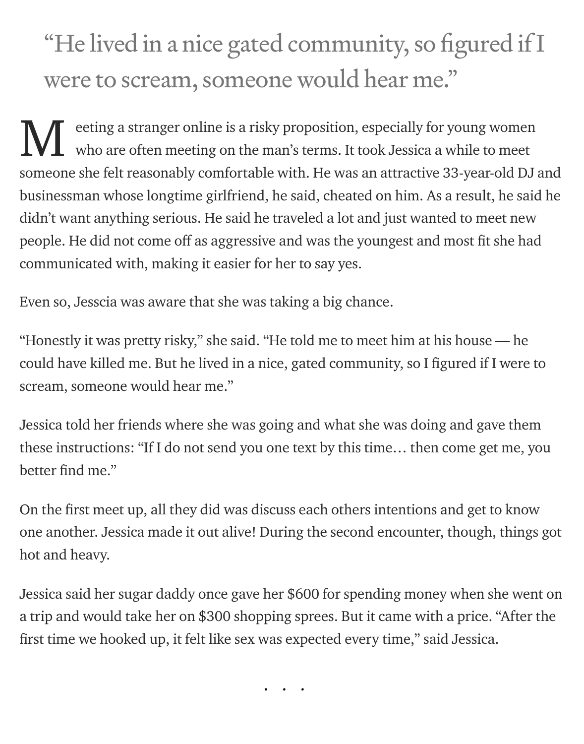> "He lived in a nice gated community, so figured if I were to scream, someone would hear me."

Meeting a stranger online is a risky proposition, especially for young women who are often meeting on the man's terms. It took Jessica a while to meet someone she felt reasonably comfortable with. He was an attractive 33-year-old DJ and businessman whose longtime girlfriend, he said, cheated on him. As a result, he said he didn't want anything serious. He said he traveled a lot and just wanted to meet new people. He did not come off as aggressive and was the youngest and most fit she had communicated with, making it easier for her to say yes.

Even so, Jesscia was aware that she was taking a big chance.

"Honestly it was pretty risky," she said. "He told me to meet him at his house — he could have killed me. But he lived in a nice, gated community, so I figured if I were to scream, someone would hear me."

Jessica told her friends where she was going and what she was doing and gave them these instructions: "If I do not send you one text by this time… then come get me, you better find me."

On the first meet up, all they did was discuss each others intentions and get to know one another. Jessica made it out alive! During the second encounter, though, things got hot and heavy.

Jessica said her sugar daddy once gave her $600 for spending money when she went on a trip and would take her on $300 shopping sprees. But it came with a price. "After the first time we hooked up, it felt like sex was expected every time," said Jessica.

. . .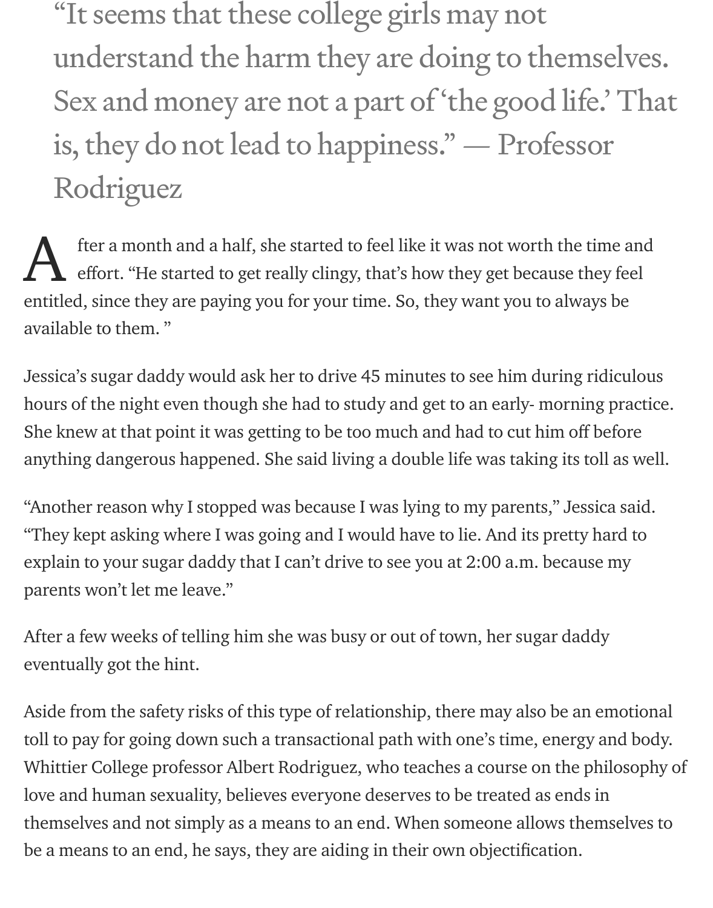> "It seems that these college girls may not understand the harm they are doing to themselves. Sex and money are not a part of 'the good life.' That is, they do not lead to happiness." — Professor Rodriguez

After a month and a half, she started to feel like it was not worth the time and effort. "He started to get really clingy, that's how they get because they feel entitled, since they are paying you for your time. So, they want you to always be available to them. "

Jessica's sugar daddy would ask her to drive 45 minutes to see him during ridiculous hours of the night even though she had to study and get to an early- morning practice. She knew at that point it was getting to be too much and had to cut him off before anything dangerous happened. She said living a double life was taking its toll as well.

"Another reason why I stopped was because I was lying to my parents," Jessica said. "They kept asking where I was going and I would have to lie. And its pretty hard to explain to your sugar daddy that I can't drive to see you at 2:00 a.m. because my parents won't let me leave."

After a few weeks of telling him she was busy or out of town, her sugar daddy eventually got the hint.

Aside from the safety risks of this type of relationship, there may also be an emotional toll to pay for going down such a transactional path with one's time, energy and body. Whittier College professor Albert Rodriguez, who teaches a course on the philosophy of love and human sexuality, believes everyone deserves to be treated as ends in themselves and not simply as a means to an end. When someone allows themselves to be a means to an end, he says, they are aiding in their own objectification.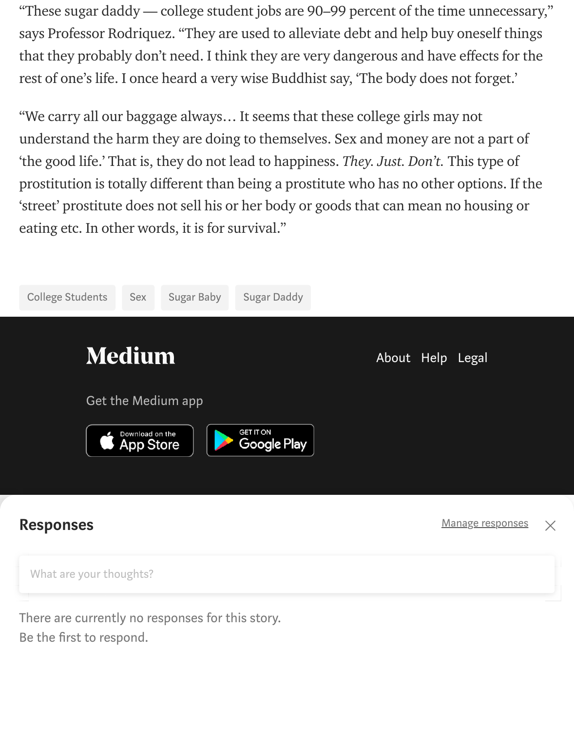"These sugar daddy — college student jobs are 90–99 percent of the time unnecessary," says Professor Rodriquez. "They are used to alleviate debt and help buy oneself things that they probably don't need. I think they are very dangerous and have effects for the rest of one's life. I once heard a very wise Buddhist say, 'The body does not forget.'

"We carry all our baggage always… It seems that these college girls may not understand the harm they are doing to themselves. Sex and money are not a part of 'the good life.' That is, they do not lead to happiness. *They. Just. Don't.* This type of prostitution is totally different than being a prostitute who has no other options. If the 'street' prostitute does not sell his or her body or goods that can mean no housing or eating etc. In other words, it is for survival."

College Students · Sex · Sugar Baby · Sugar Daddy